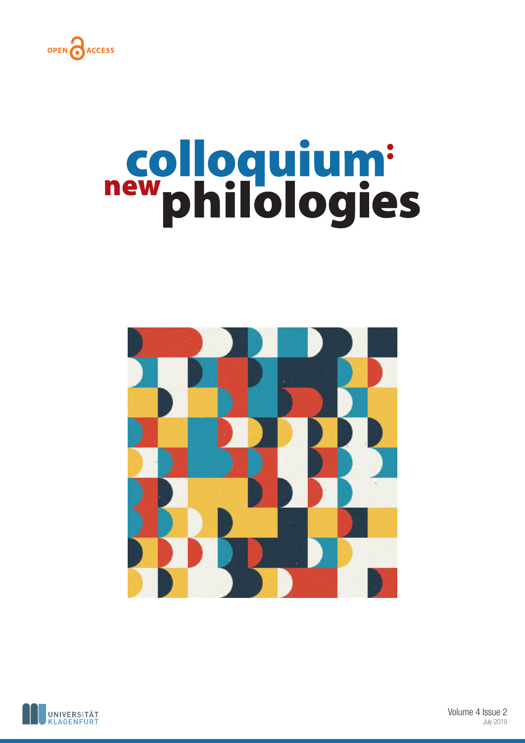OPEN ACCESS

# colloquium: new philologies

UNIVERSITÄT KLAGENFURT

Volume 4 Issue 2

July 2019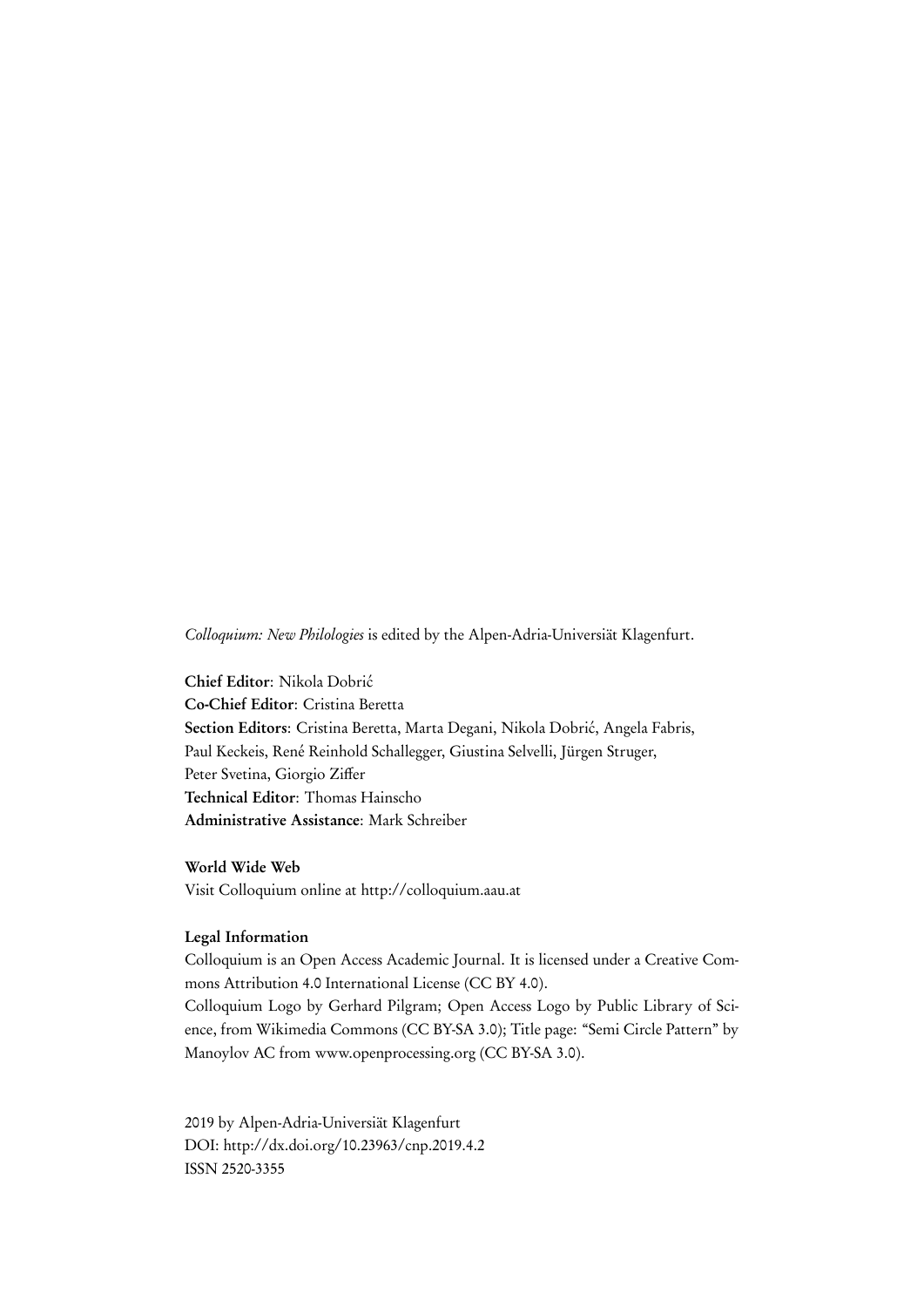*Colloquium: New Philologies* is edited by the Alpen-Adria-Universiät Klagenfurt.

**Chief Editor**: Nikola Dobrić
**Co-Chief Editor**: Cristina Beretta
**Section Editors**: Cristina Beretta, Marta Degani, Nikola Dobrić, Angela Fabris, Paul Keckeis, René Reinhold Schallegger, Giustina Selvelli, Jürgen Struger, Peter Svetina, Giorgio Ziffer
**Technical Editor**: Thomas Hainscho
**Administrative Assistance**: Mark Schreiber

**World Wide Web**
Visit Colloquium online at http://colloquium.aau.at

**Legal Information**
Colloquium is an Open Access Academic Journal. It is licensed under a Creative Commons Attribution 4.0 International License (CC BY 4.0).
Colloquium Logo by Gerhard Pilgram; Open Access Logo by Public Library of Science, from Wikimedia Commons (CC BY-SA 3.0); Title page: "Semi Circle Pattern" by Manoylov AC from www.openprocessing.org (CC BY-SA 3.0).

2019 by Alpen-Adria-Universiät Klagenfurt
DOI: http://dx.doi.org/10.23963/cnp.2019.4.2
ISSN 2520-3355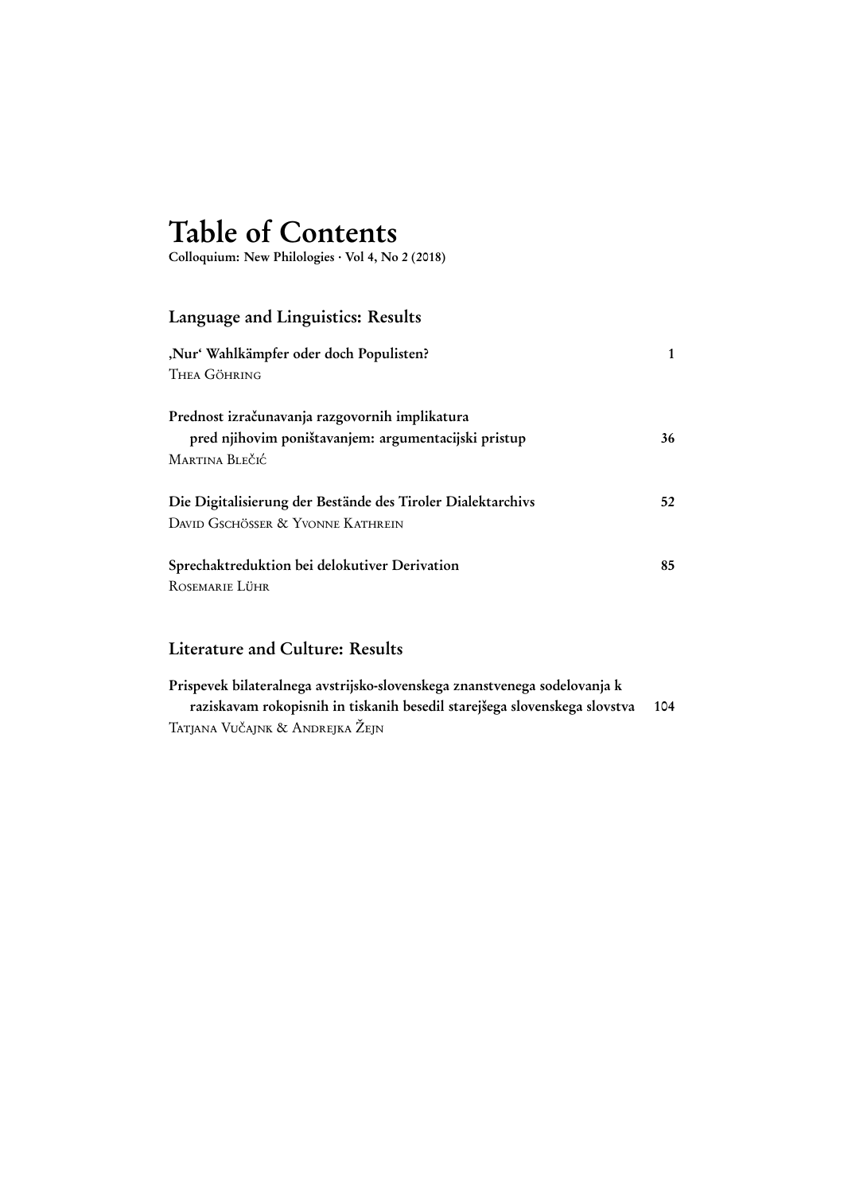# Table of Contents

**Colloquium: New Philologies · Vol 4, No 2 (2018)**

## Language and Linguistics: Results

**‚Nur' Wahlkämpfer oder doch Populisten?** — **1**
Thea Göhring

**Prednost izračunavanja razgovornih implikatura pred njihovim poništavanjem: argumentacijski pristup** — **36**
Martina Blečić

**Die Digitalisierung der Bestände des Tiroler Dialektarchivs** — **52**
David Gschösser & Yvonne Kathrein

**Sprechaktreduktion bei delokutiver Derivation** — **85**
Rosemarie Lühr

## Literature and Culture: Results

**Prispevek bilateralnega avstrijsko-slovenskega znanstvenega sodelovanja k raziskavam rokopisnih in tiskanih besedil starejšega slovenskega slovstva** — **104**
Tatjana Vučajnk & Andrejka Žejn